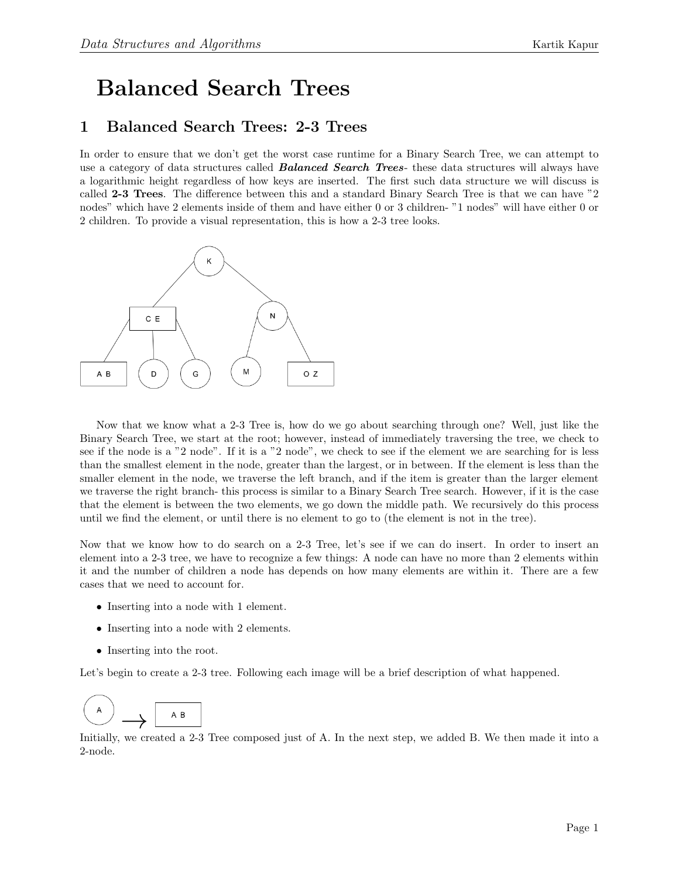# Balanced Search Trees

## 1 Balanced Search Trees: 2-3 Trees

In order to ensure that we don't get the worst case runtime for a Binary Search Tree, we can attempt to use a category of data structures called ***Balanced Search Trees***- these data structures will always have a logarithmic height regardless of how keys are inserted. The first such data structure we will discuss is called **2-3 Trees**. The difference between this and a standard Binary Search Tree is that we can have "2 nodes" which have 2 elements inside of them and have either 0 or 3 children- "1 nodes" will have either 0 or 2 children. To provide a visual representation, this is how a 2-3 tree looks.

Now that we know what a 2-3 Tree is, how do we go about searching through one? Well, just like the Binary Search Tree, we start at the root; however, instead of immediately traversing the tree, we check to see if the node is a "2 node". If it is a "2 node", we check to see if the element we are searching for is less than the smallest element in the node, greater than the largest, or in between. If the element is less than the smaller element in the node, we traverse the left branch, and if the item is greater than the larger element we traverse the right branch- this process is similar to a Binary Search Tree search. However, if it is the case that the element is between the two elements, we go down the middle path. We recursively do this process until we find the element, or until there is no element to go to (the element is not in the tree).

Now that we know how to do search on a 2-3 Tree, let's see if we can do insert. In order to insert an element into a 2-3 tree, we have to recognize a few things: A node can have no more than 2 elements within it and the number of children a node has depends on how many elements are within it. There are a few cases that we need to account for.

- Inserting into a node with 1 element.
- Inserting into a node with 2 elements.
- Inserting into the root.

Let's begin to create a 2-3 tree. Following each image will be a brief description of what happened.

Initially, we created a 2-3 Tree composed just of A. In the next step, we added B. We then made it into a 2-node.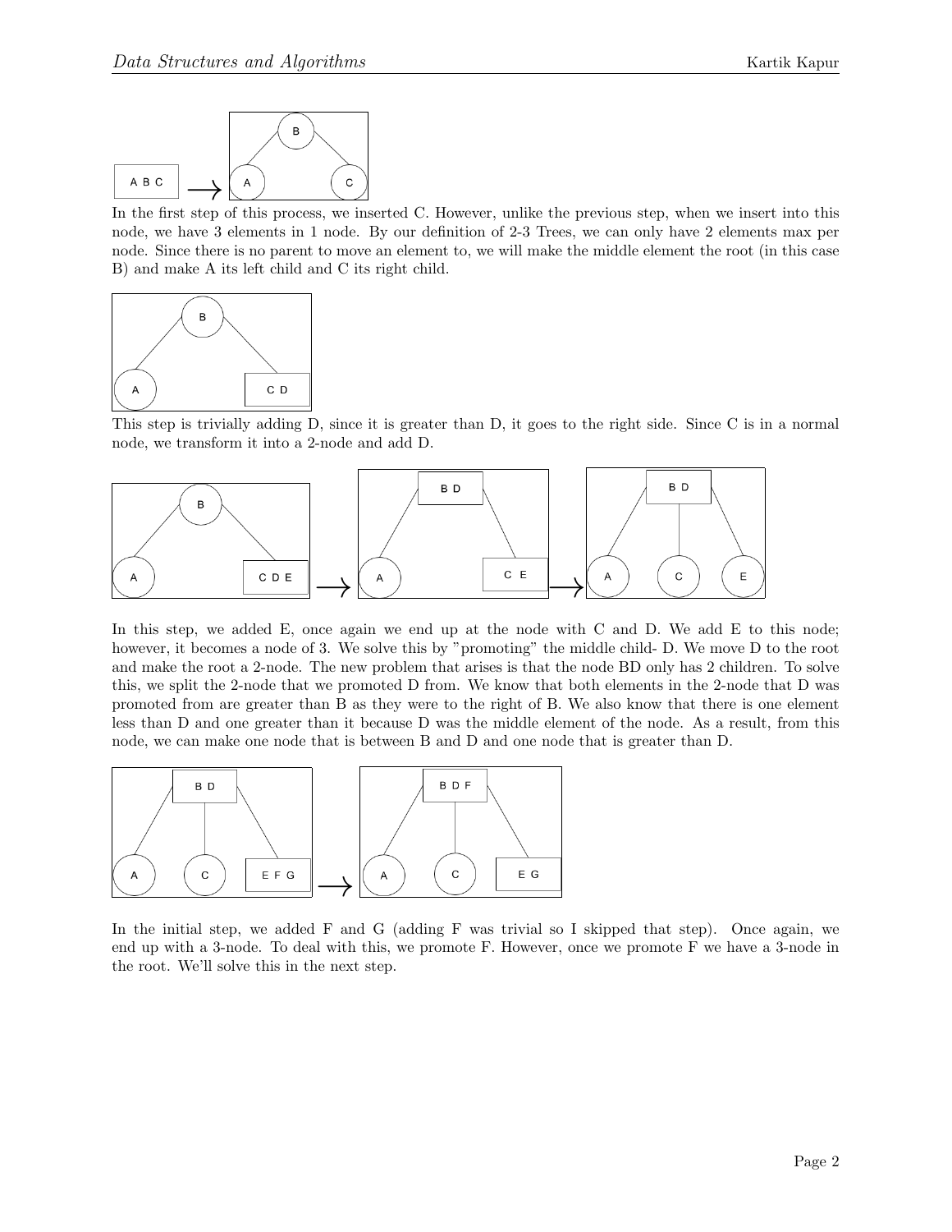In the first step of this process, we inserted C. However, unlike the previous step, when we insert into this node, we have 3 elements in 1 node. By our definition of 2-3 Trees, we can only have 2 elements max per node. Since there is no parent to move an element to, we will make the middle element the root (in this case B) and make A its left child and C its right child.

This step is trivially adding D, since it is greater than D, it goes to the right side. Since C is in a normal node, we transform it into a 2-node and add D.

In this step, we added E, once again we end up at the node with C and D. We add E to this node; however, it becomes a node of 3. We solve this by "promoting" the middle child- D. We move D to the root and make the root a 2-node. The new problem that arises is that the node BD only has 2 children. To solve this, we split the 2-node that we promoted D from. We know that both elements in the 2-node that D was promoted from are greater than B as they were to the right of B. We also know that there is one element less than D and one greater than it because D was the middle element of the node. As a result, from this node, we can make one node that is between B and D and one node that is greater than D.

In the initial step, we added F and G (adding F was trivial so I skipped that step). Once again, we end up with a 3-node. To deal with this, we promote F. However, once we promote F we have a 3-node in the root. We'll solve this in the next step.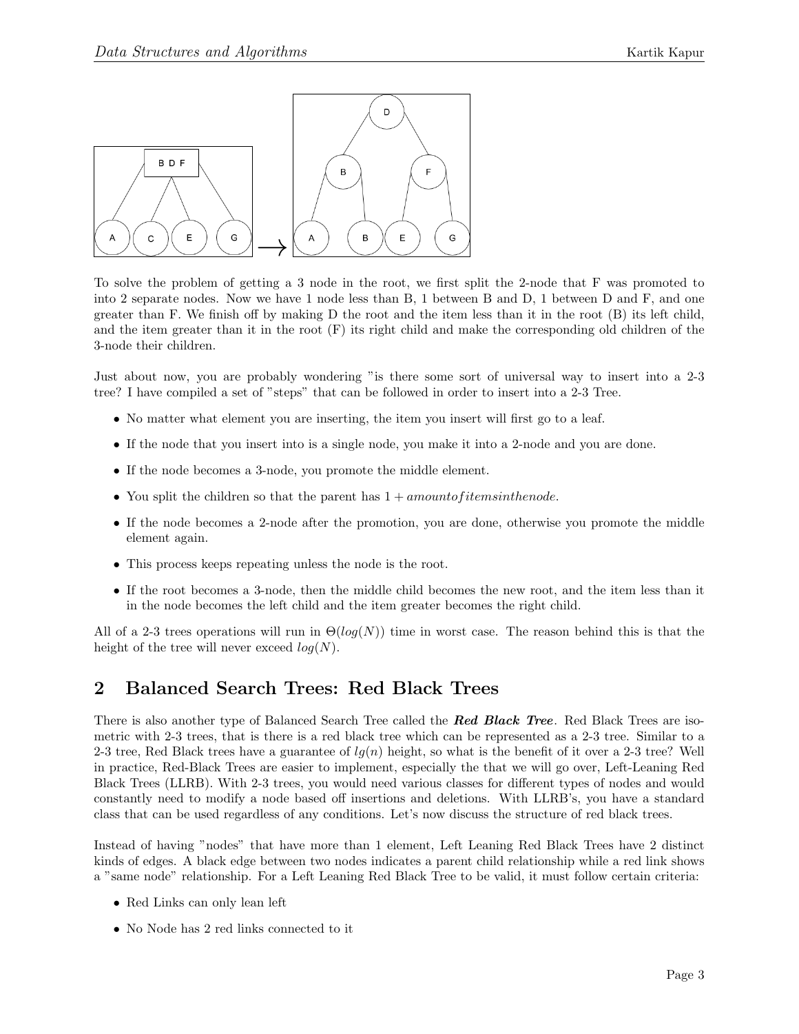To solve the problem of getting a 3 node in the root, we first split the 2-node that F was promoted to into 2 separate nodes. Now we have 1 node less than B, 1 between B and D, 1 between D and F, and one greater than F. We finish off by making D the root and the item less than it in the root (B) its left child, and the item greater than it in the root (F) its right child and make the corresponding old children of the 3-node their children.

Just about now, you are probably wondering "is there some sort of universal way to insert into a 2-3 tree? I have compiled a set of "steps" that can be followed in order to insert into a 2-3 Tree.

- No matter what element you are inserting, the item you insert will first go to a leaf.
- If the node that you insert into is a single node, you make it into a 2-node and you are done.
- If the node becomes a 3-node, you promote the middle element.
- You split the children so that the parent has $1 + amountofitemsinthenode$.
- If the node becomes a 2-node after the promotion, you are done, otherwise you promote the middle element again.
- This process keeps repeating unless the node is the root.
- If the root becomes a 3-node, then the middle child becomes the new root, and the item less than it in the node becomes the left child and the item greater becomes the right child.

All of a 2-3 trees operations will run in $\Theta(log(N))$ time in worst case. The reason behind this is that the height of the tree will never exceed $log(N)$.

## 2 Balanced Search Trees: Red Black Trees

There is also another type of Balanced Search Tree called the ***Red Black Tree***. Red Black Trees are isometric with 2-3 trees, that is there is a red black tree which can be represented as a 2-3 tree. Similar to a 2-3 tree, Red Black trees have a guarantee of $lg(n)$ height, so what is the benefit of it over a 2-3 tree? Well in practice, Red-Black Trees are easier to implement, especially the that we will go over, Left-Leaning Red Black Trees (LLRB). With 2-3 trees, you would need various classes for different types of nodes and would constantly need to modify a node based off insertions and deletions. With LLRB's, you have a standard class that can be used regardless of any conditions. Let's now discuss the structure of red black trees.

Instead of having "nodes" that have more than 1 element, Left Leaning Red Black Trees have 2 distinct kinds of edges. A black edge between two nodes indicates a parent child relationship while a red link shows a "same node" relationship. For a Left Leaning Red Black Tree to be valid, it must follow certain criteria:

- Red Links can only lean left
- No Node has 2 red links connected to it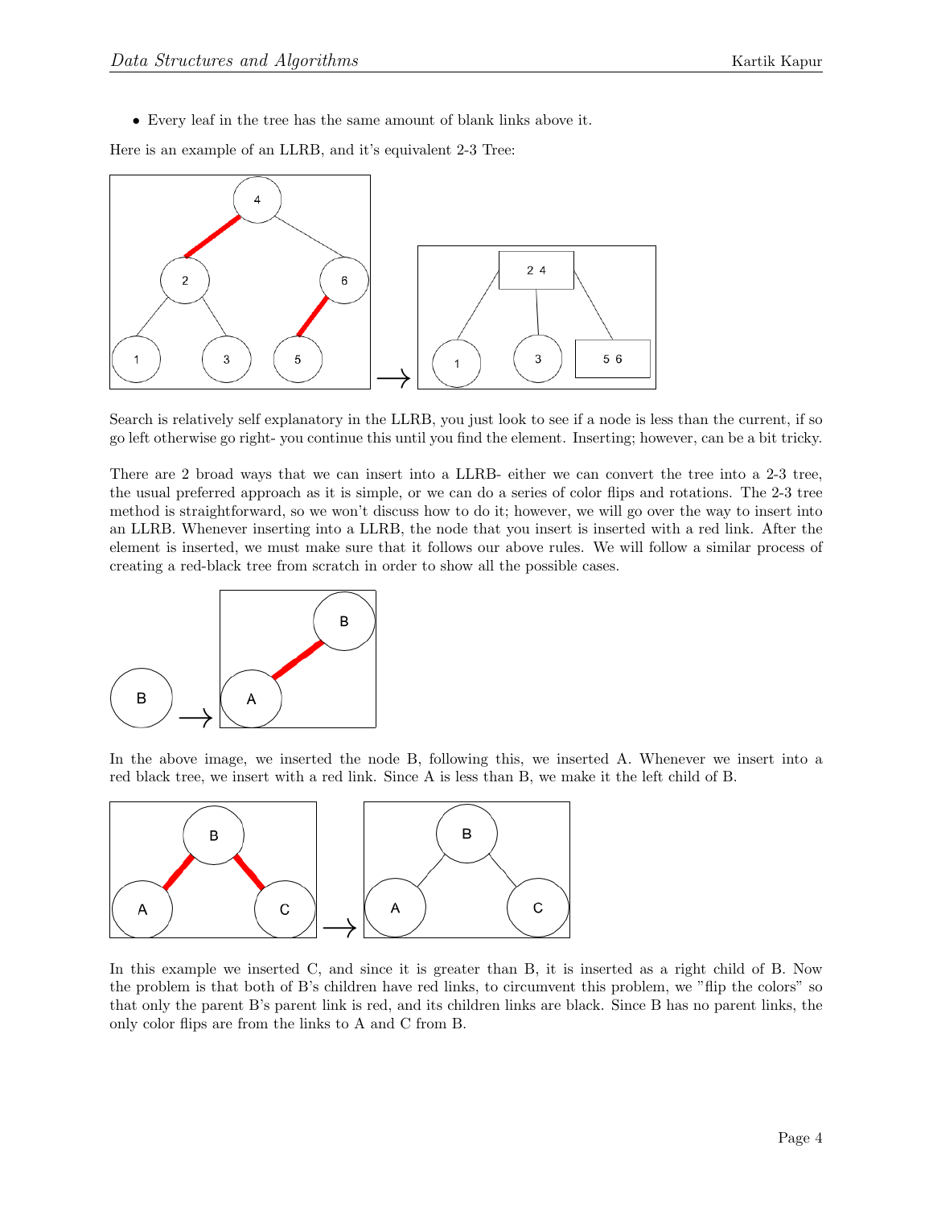- Every leaf in the tree has the same amount of blank links above it.

Here is an example of an LLRB, and it's equivalent 2-3 Tree:

Search is relatively self explanatory in the LLRB, you just look to see if a node is less than the current, if so go left otherwise go right- you continue this until you find the element. Inserting; however, can be a bit tricky.

There are 2 broad ways that we can insert into a LLRB- either we can convert the tree into a 2-3 tree, the usual preferred approach as it is simple, or we can do a series of color flips and rotations. The 2-3 tree method is straightforward, so we won't discuss how to do it; however, we will go over the way to insert into an LLRB. Whenever inserting into a LLRB, the node that you insert is inserted with a red link. After the element is inserted, we must make sure that it follows our above rules. We will follow a similar process of creating a red-black tree from scratch in order to show all the possible cases.

In the above image, we inserted the node B, following this, we inserted A. Whenever we insert into a red black tree, we insert with a red link. Since A is less than B, we make it the left child of B.

In this example we inserted C, and since it is greater than B, it is inserted as a right child of B. Now the problem is that both of B's children have red links, to circumvent this problem, we "flip the colors" so that only the parent B's parent link is red, and its children links are black. Since B has no parent links, the only color flips are from the links to A and C from B.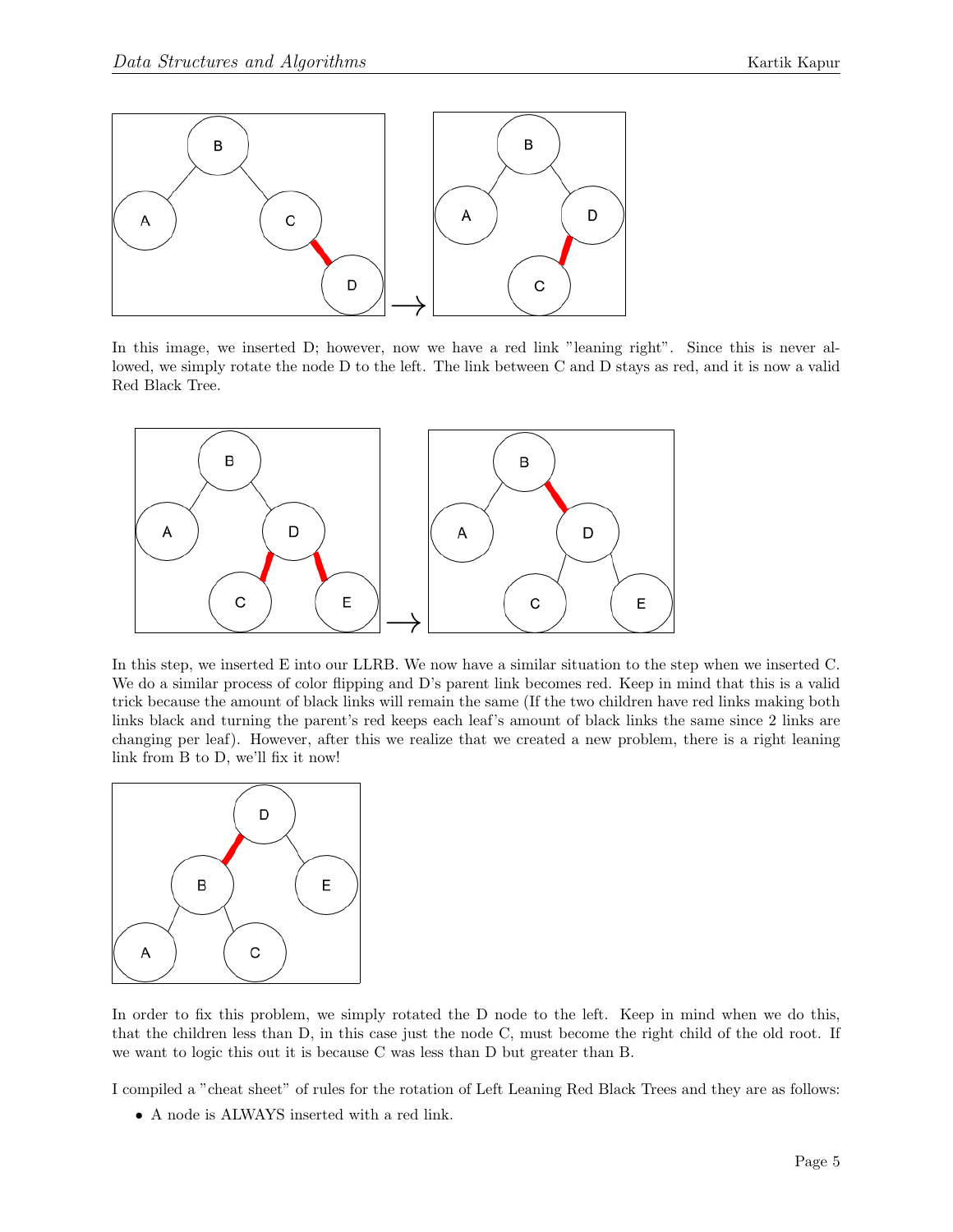In this image, we inserted D; however, now we have a red link "leaning right". Since this is never allowed, we simply rotate the node D to the left. The link between C and D stays as red, and it is now a valid Red Black Tree.

In this step, we inserted E into our LLRB. We now have a similar situation to the step when we inserted C. We do a similar process of color flipping and D's parent link becomes red. Keep in mind that this is a valid trick because the amount of black links will remain the same (If the two children have red links making both links black and turning the parent's red keeps each leaf's amount of black links the same since 2 links are changing per leaf). However, after this we realize that we created a new problem, there is a right leaning link from B to D, we'll fix it now!

In order to fix this problem, we simply rotated the D node to the left. Keep in mind when we do this, that the children less than D, in this case just the node C, must become the right child of the old root. If we want to logic this out it is because C was less than D but greater than B.

I compiled a "cheat sheet" of rules for the rotation of Left Leaning Red Black Trees and they are as follows:

- A node is ALWAYS inserted with a red link.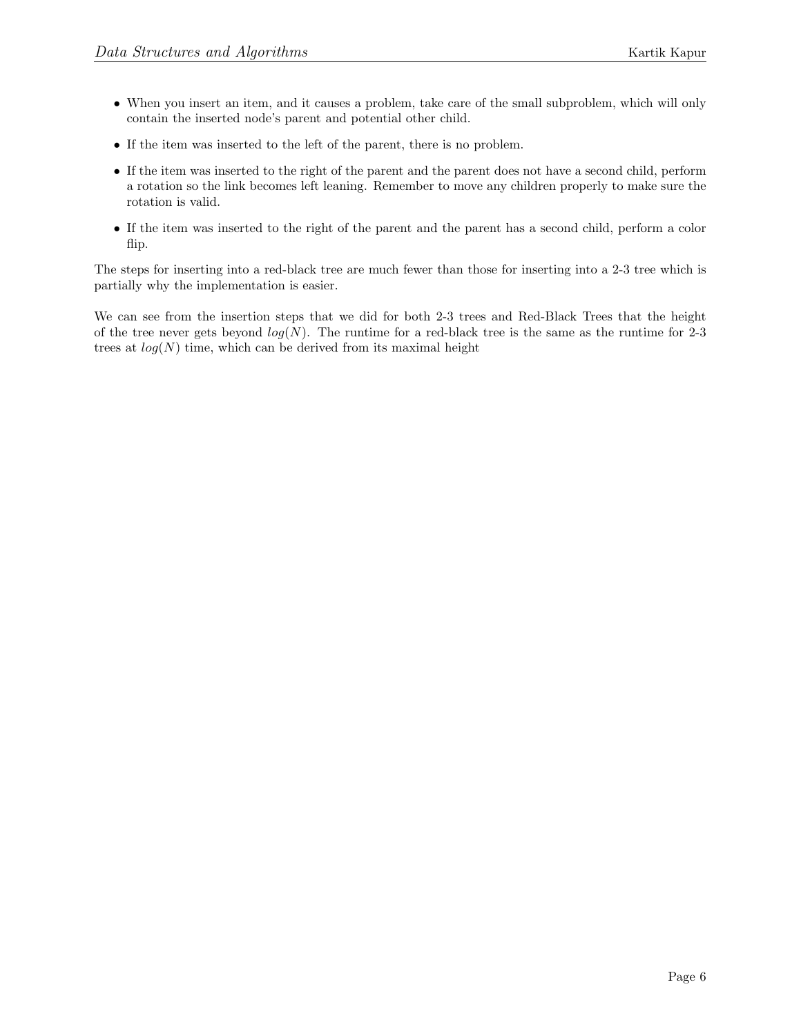- When you insert an item, and it causes a problem, take care of the small subproblem, which will only contain the inserted node's parent and potential other child.
- If the item was inserted to the left of the parent, there is no problem.
- If the item was inserted to the right of the parent and the parent does not have a second child, perform a rotation so the link becomes left leaning. Remember to move any children properly to make sure the rotation is valid.
- If the item was inserted to the right of the parent and the parent has a second child, perform a color flip.

The steps for inserting into a red-black tree are much fewer than those for inserting into a 2-3 tree which is partially why the implementation is easier.

We can see from the insertion steps that we did for both 2-3 trees and Red-Black Trees that the height of the tree never gets beyond $log(N)$. The runtime for a red-black tree is the same as the runtime for 2-3 trees at $log(N)$ time, which can be derived from its maximal height